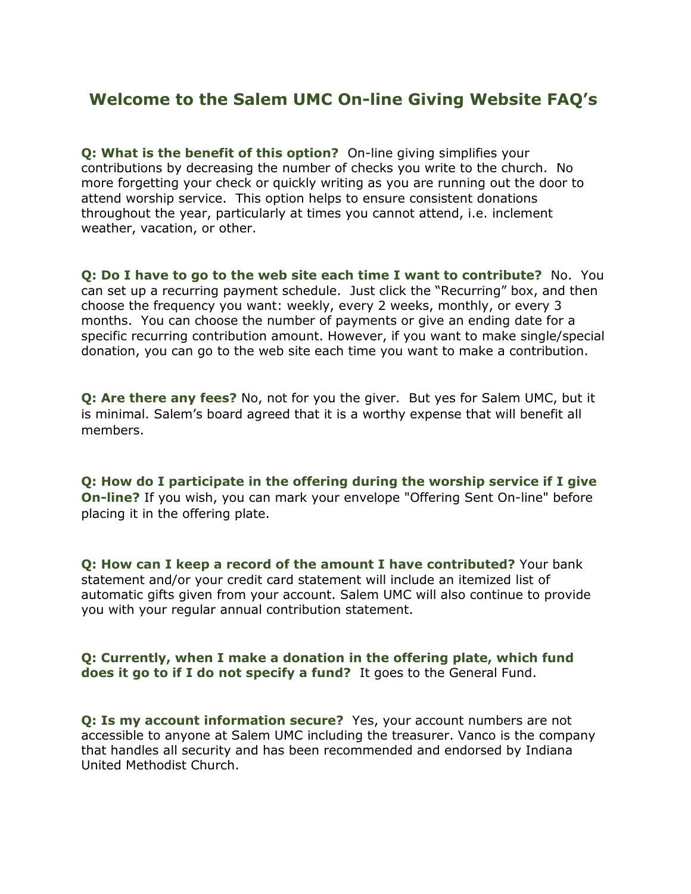# Welcome to the Salem UMC On-line Giving Website FAQ's

**Q: What is the benefit of this option?** On-line giving simplifies your contributions by decreasing the number of checks you write to the church. No more forgetting your check or quickly writing as you are running out the door to attend worship service. This option helps to ensure consistent donations throughout the year, particularly at times you cannot attend, i.e. inclement weather, vacation, or other.

**Q: Do I have to go to the web site each time I want to contribute?** No. You can set up a recurring payment schedule. Just click the "Recurring" box, and then choose the frequency you want: weekly, every 2 weeks, monthly, or every 3 months. You can choose the number of payments or give an ending date for a specific recurring contribution amount. However, if you want to make single/special donation, you can go to the web site each time you want to make a contribution.

**Q: Are there any fees?** No, not for you the giver. But yes for Salem UMC, but it is minimal. Salem's board agreed that it is a worthy expense that will benefit all members.

**Q: How do I participate in the offering during the worship service if I give On-line?** If you wish, you can mark your envelope "Offering Sent On-line" before placing it in the offering plate.

**Q: How can I keep a record of the amount I have contributed?** Your bank statement and/or your credit card statement will include an itemized list of automatic gifts given from your account. Salem UMC will also continue to provide you with your regular annual contribution statement.

**Q: Currently, when I make a donation in the offering plate, which fund does it go to if I do not specify a fund?** It goes to the General Fund.

**Q: Is my account information secure?** Yes, your account numbers are not accessible to anyone at Salem UMC including the treasurer. Vanco is the company that handles all security and has been recommended and endorsed by Indiana United Methodist Church.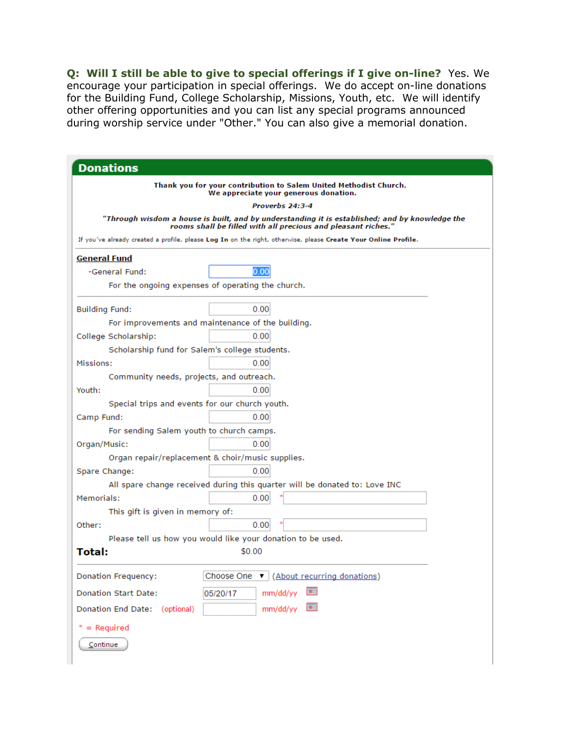**Q: Will I still be able to give to special offerings if I give on-line?** Yes. We encourage your participation in special offerings. We do accept on-line donations for the Building Fund, College Scholarship, Missions, Youth, etc. We will identify other offering opportunities and you can list any special programs announced during worship service under "Other." You can also give a memorial donation.

## Donations

**Thank you for your contribution to Salem United Methodist Church.**
**We appreciate your generous donation.**

***Proverbs 24:3-4***

***"Through wisdom a house is built, and by understanding it is established; and by knowledge the rooms shall be filled with all precious and pleasant riches."***

If you've already created a profile, please **Log In** on the right, otherwise, please **Create Your Online Profile**.

**General Fund**

-General Fund: 0.00

For the ongoing expenses of operating the church.

---

Building Fund: 0.00

For improvements and maintenance of the building.

College Scholarship: 0.00

Scholarship fund for Salem's college students.

Missions: 0.00

Community needs, projects, and outreach.

Youth: 0.00

Special trips and events for our church youth.

Camp Fund: 0.00

For sending Salem youth to church camps.

Organ/Music: 0.00

Organ repair/replacement & choir/music supplies.

Spare Change: 0.00

All spare change received during this quarter will be donated to: Love INC

Memorials: 0.00 *

This gift is given in memory of:

Other: 0.00 *

Please tell us how you would like your donation to be used.

**Total:** $0.00

---

Donation Frequency: Choose One ▼ (About recurring donations)

Donation Start Date: 05/20/17 mm/dd/yy

Donation End Date: (optional) mm/dd/yy

* = Required

Continue